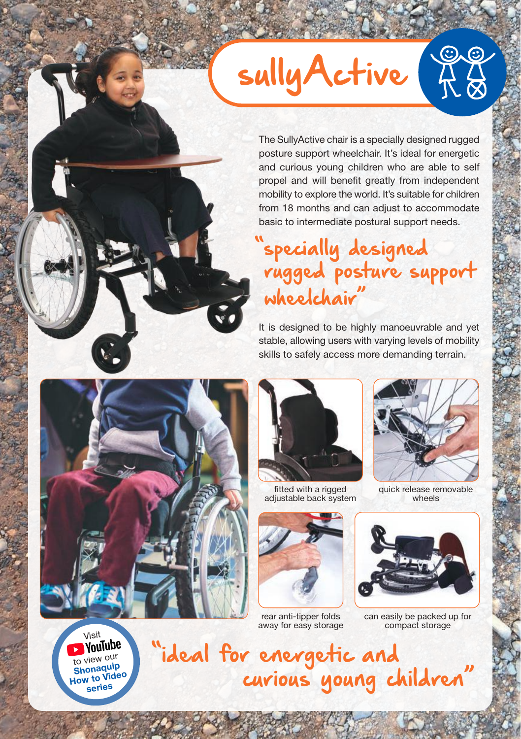# sullyActive

The SullyActive chair is a specially designed rugged posture support wheelchair. It's ideal for energetic and curious young children who are able to self propel and will benefit greatly from independent mobility to explore the world. It's suitable for children from 18 months and can adjust to accommodate basic to intermediate postural support needs.

## "specially designed rugged posture support wheelchair"

It is designed to be highly manoeuvrable and yet stable, allowing users with varying levels of mobility skills to safely access more demanding terrain.

fitted with a rigged adjustable back system

quick release removable wheels

rear anti-tipper folds away for easy storage

can easily be packed up for compact storage

Visit YouTube to view our Shonaquip How to Video series

## "ideal for energetic and curious young children"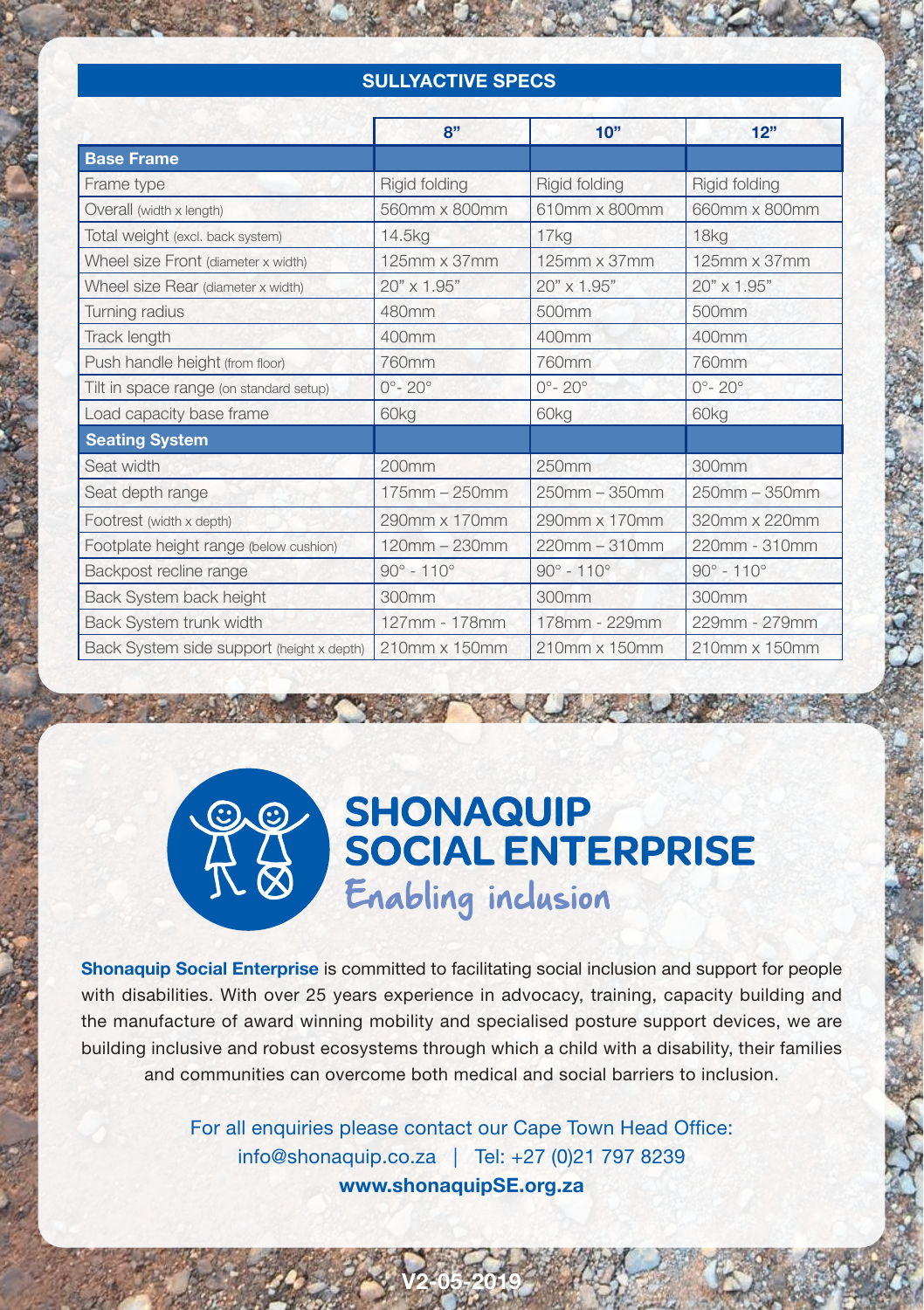## SULLYACTIVE SPECS

| | 8" | 10" | 12" |
|---|---|---|---|
| **Base Frame** | | | |
| Frame type | Rigid folding | Rigid folding | Rigid folding |
| Overall (width x length) | 560mm x 800mm | 610mm x 800mm | 660mm x 800mm |
| Total weight (excl. back system) | 14.5kg | 17kg | 18kg |
| Wheel size Front (diameter x width) | 125mm x 37mm | 125mm x 37mm | 125mm x 37mm |
| Wheel size Rear (diameter x width) | 20" x 1.95" | 20" x 1.95" | 20" x 1.95" |
| Turning radius | 480mm | 500mm | 500mm |
| Track length | 400mm | 400mm | 400mm |
| Push handle height (from floor) | 760mm | 760mm | 760mm |
| Tilt in space range (on standard setup) | 0°- 20° | 0°- 20° | 0°- 20° |
| Load capacity base frame | 60kg | 60kg | 60kg |
| **Seating System** | | | |
| Seat width | 200mm | 250mm | 300mm |
| Seat depth range | 175mm – 250mm | 250mm – 350mm | 250mm – 350mm |
| Footrest (width x depth) | 290mm x 170mm | 290mm x 170mm | 320mm x 220mm |
| Footplate height range (below cushion) | 120mm – 230mm | 220mm – 310mm | 220mm - 310mm |
| Backpost recline range | 90° - 110° | 90° - 110° | 90° - 110° |
| Back System back height | 300mm | 300mm | 300mm |
| Back System trunk width | 127mm - 178mm | 178mm - 229mm | 229mm - 279mm |
| Back System side support (height x depth) | 210mm x 150mm | 210mm x 150mm | 210mm x 150mm |

## SHONAQUIP SOCIAL ENTERPRISE

Enabling inclusion

**Shonaquip Social Enterprise** is committed to facilitating social inclusion and support for people with disabilities. With over 25 years experience in advocacy, training, capacity building and the manufacture of award winning mobility and specialised posture support devices, we are building inclusive and robust ecosystems through which a child with a disability, their families and communities can overcome both medical and social barriers to inclusion.

For all enquiries please contact our Cape Town Head Office:
info@shonaquip.co.za | Tel: +27 (0)21 797 8239
**www.shonaquipSE.org.za**

V2-05-2019